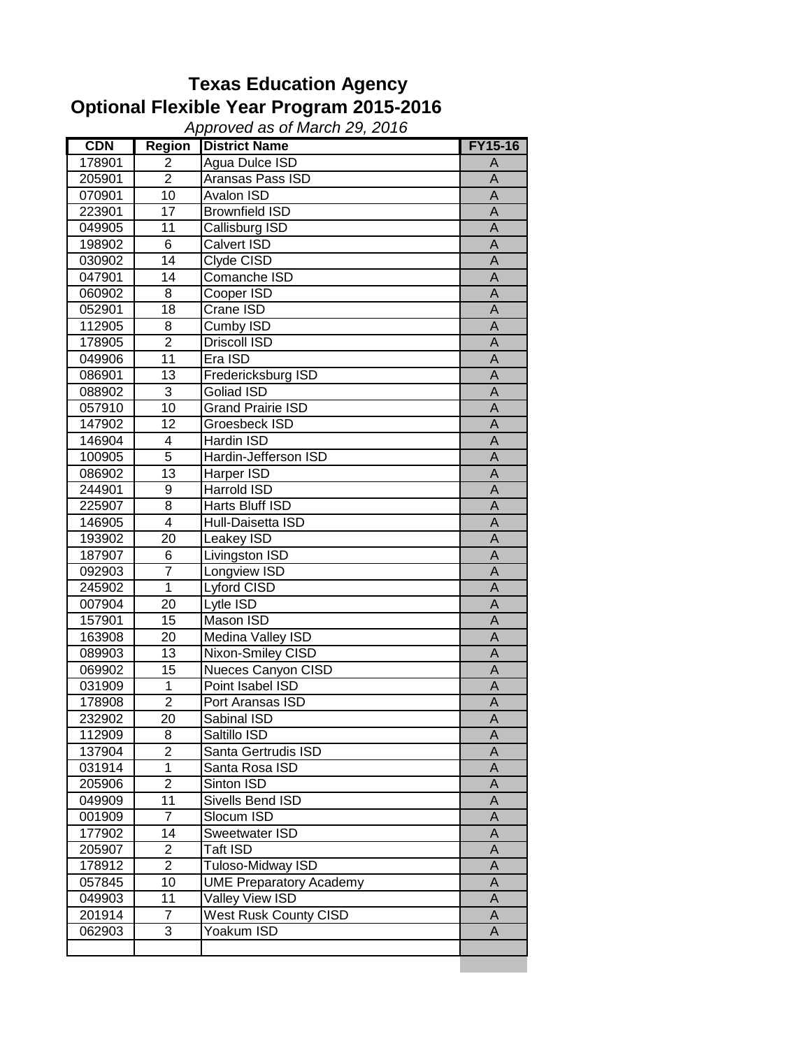# Texas Education Agency

## Optional Flexible Year Program 2015-2016

*Approved as of March 29, 2016*

| CDN | Region | District Name | FY15-16 |
|---|---|---|---|
| 178901 | 2 | Agua Dulce ISD | A |
| 205901 | 2 | Aransas Pass ISD | A |
| 070901 | 10 | Avalon ISD | A |
| 223901 | 17 | Brownfield ISD | A |
| 049905 | 11 | Callisburg ISD | A |
| 198902 | 6 | Calvert ISD | A |
| 030902 | 14 | Clyde CISD | A |
| 047901 | 14 | Comanche ISD | A |
| 060902 | 8 | Cooper ISD | A |
| 052901 | 18 | Crane ISD | A |
| 112905 | 8 | Cumby ISD | A |
| 178905 | 2 | Driscoll ISD | A |
| 049906 | 11 | Era ISD | A |
| 086901 | 13 | Fredericksburg ISD | A |
| 088902 | 3 | Goliad ISD | A |
| 057910 | 10 | Grand Prairie ISD | A |
| 147902 | 12 | Groesbeck ISD | A |
| 146904 | 4 | Hardin ISD | A |
| 100905 | 5 | Hardin-Jefferson ISD | A |
| 086902 | 13 | Harper ISD | A |
| 244901 | 9 | Harrold ISD | A |
| 225907 | 8 | Harts Bluff ISD | A |
| 146905 | 4 | Hull-Daisetta ISD | A |
| 193902 | 20 | Leakey ISD | A |
| 187907 | 6 | Livingston ISD | A |
| 092903 | 7 | Longview ISD | A |
| 245902 | 1 | Lyford CISD | A |
| 007904 | 20 | Lytle ISD | A |
| 157901 | 15 | Mason ISD | A |
| 163908 | 20 | Medina Valley ISD | A |
| 089903 | 13 | Nixon-Smiley CISD | A |
| 069902 | 15 | Nueces Canyon CISD | A |
| 031909 | 1 | Point Isabel ISD | A |
| 178908 | 2 | Port Aransas ISD | A |
| 232902 | 20 | Sabinal ISD | A |
| 112909 | 8 | Saltillo ISD | A |
| 137904 | 2 | Santa Gertrudis ISD | A |
| 031914 | 1 | Santa Rosa ISD | A |
| 205906 | 2 | Sinton ISD | A |
| 049909 | 11 | Sivells Bend ISD | A |
| 001909 | 7 | Slocum ISD | A |
| 177902 | 14 | Sweetwater ISD | A |
| 205907 | 2 | Taft ISD | A |
| 178912 | 2 | Tuloso-Midway ISD | A |
| 057845 | 10 | UME Preparatory Academy | A |
| 049903 | 11 | Valley View ISD | A |
| 201914 | 7 | West Rusk County CISD | A |
| 062903 | 3 | Yoakum ISD | A |
| | | | |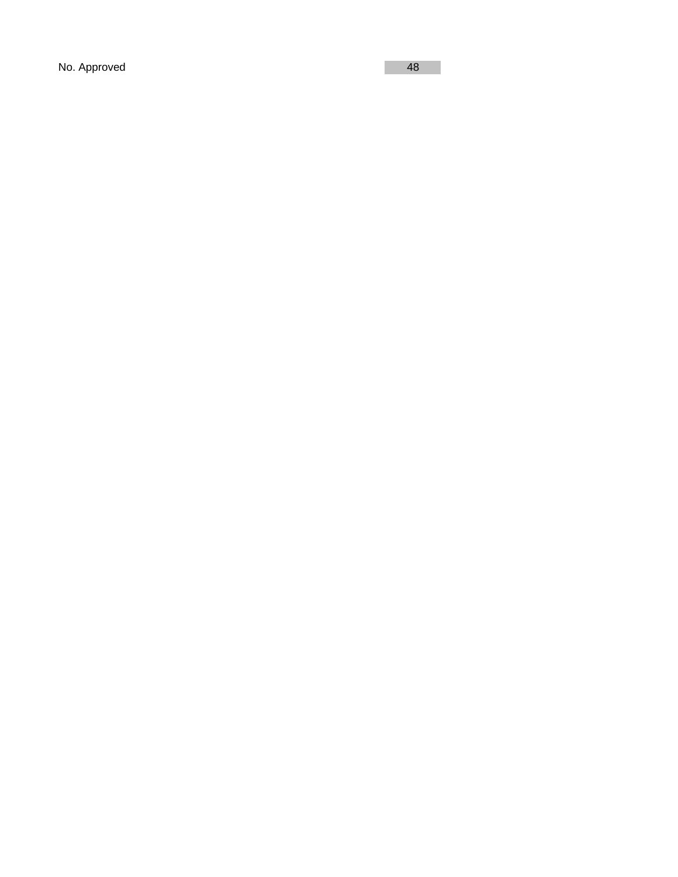| | |
|---|---|
| No. Approved | 48 |